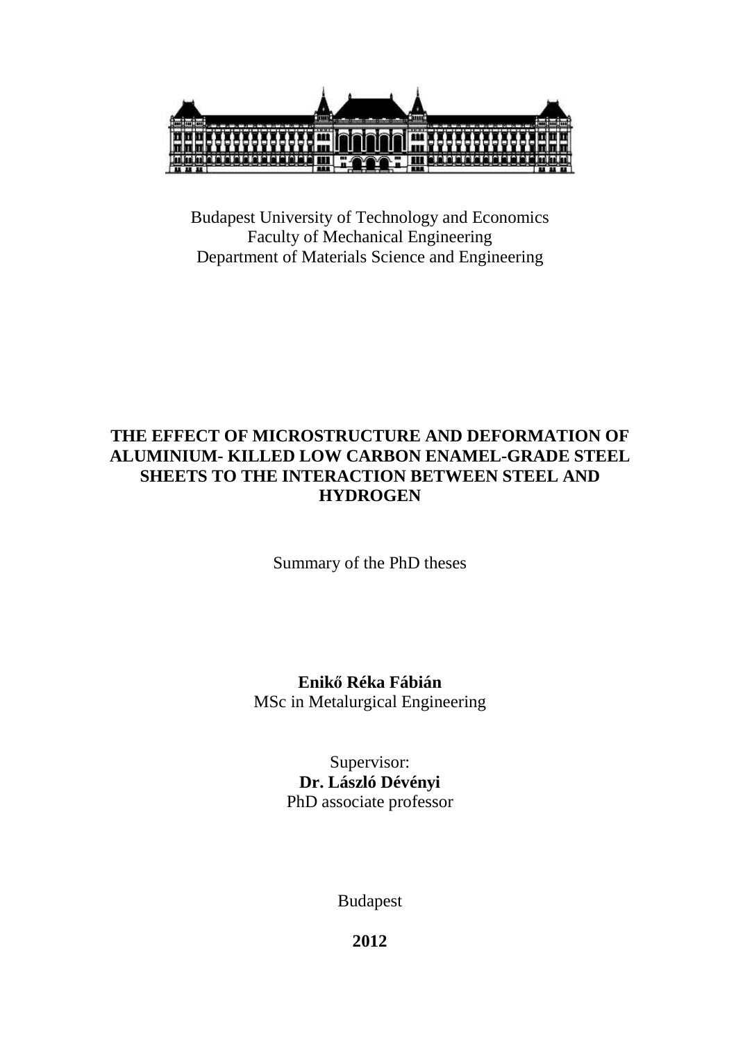Budapest University of Technology and Economics
Faculty of Mechanical Engineering
Department of Materials Science and Engineering

# THE EFFECT OF MICROSTRUCTURE AND DEFORMATION OF ALUMINIUM- KILLED LOW CARBON ENAMEL-GRADE STEEL SHEETS TO THE INTERACTION BETWEEN STEEL AND HYDROGEN

Summary of the PhD theses

**Enikő Réka Fábián**
MSc in Metalurgical Engineering

Supervisor:
**Dr. László Dévényi**
PhD associate professor

Budapest

**2012**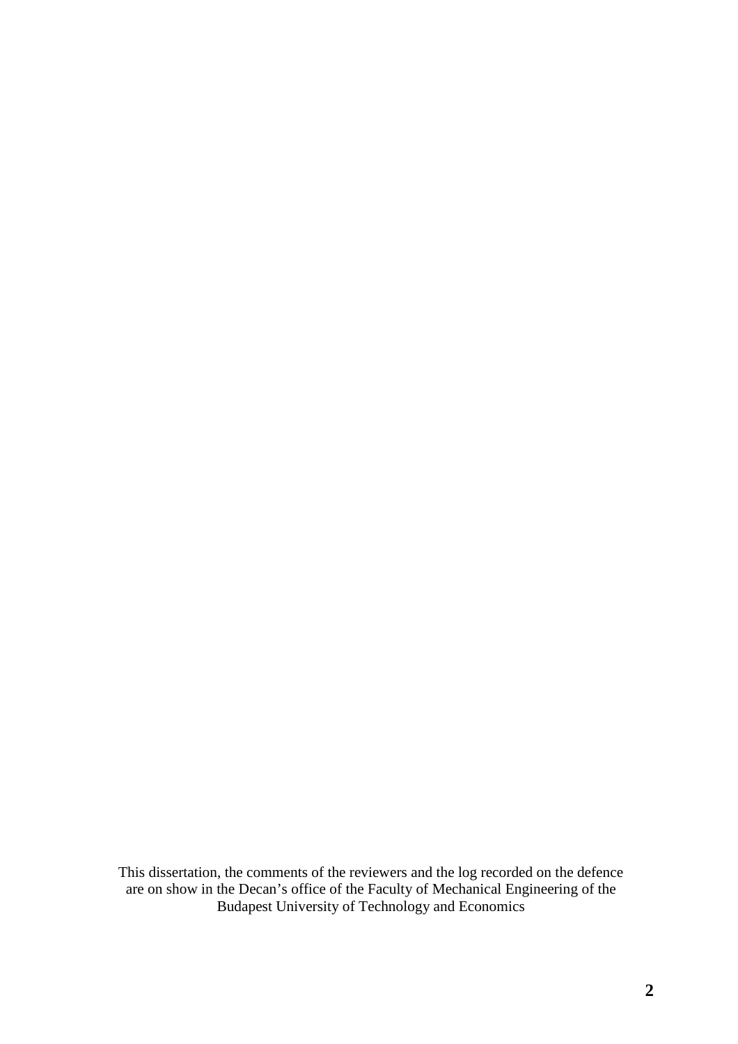This dissertation, the comments of the reviewers and the log recorded on the defence are on show in the Decan's office of the Faculty of Mechanical Engineering of the Budapest University of Technology and Economics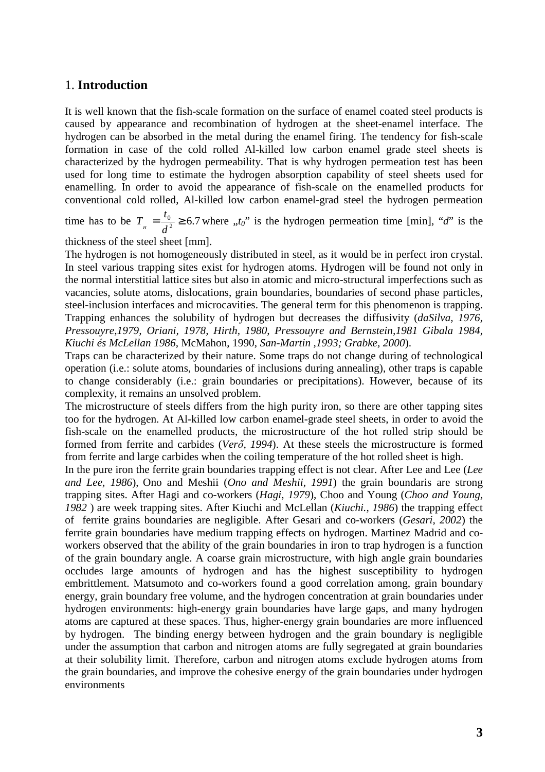## 1. **Introduction**

It is well known that the fish-scale formation on the surface of enamel coated steel products is caused by appearance and recombination of hydrogen at the sheet-enamel interface. The hydrogen can be absorbed in the metal during the enamel firing. The tendency for fish-scale formation in case of the cold rolled Al-killed low carbon enamel grade steel sheets is characterized by the hydrogen permeability. That is why hydrogen permeation test has been used for long time to estimate the hydrogen absorption capability of steel sheets used for enamelling. In order to avoid the appearance of fish-scale on the enamelled products for conventional cold rolled, Al-killed low carbon enamel-grad steel the hydrogen permeation time has to be $T_H = \frac{t_0}{d^2} \geq 6.7$ where „$t_0$" is the hydrogen permeation time [min], "$d$" is the thickness of the steel sheet [mm].

The hydrogen is not homogeneously distributed in steel, as it would be in perfect iron crystal. In steel various trapping sites exist for hydrogen atoms. Hydrogen will be found not only in the normal interstitial lattice sites but also in atomic and micro-structural imperfections such as vacancies, solute atoms, dislocations, grain boundaries, boundaries of second phase particles, steel-inclusion interfaces and microcavities. The general term for this phenomenon is trapping. Trapping enhances the solubility of hydrogen but decreases the diffusivity (*daSilva, 1976, Pressouyre,1979, Oriani, 1978, Hirth, 1980, Pressouyre and Bernstein,1981 Gibala 1984, Kiuchi és McLellan 1986*, McMahon, 1990, *San-Martin ,1993; Grabke, 2000*).

Traps can be characterized by their nature. Some traps do not change during of technological operation (i.e.: solute atoms, boundaries of inclusions during annealing), other traps is capable to change considerably (i.e.: grain boundaries or precipitations). However, because of its complexity, it remains an unsolved problem.

The microstructure of steels differs from the high purity iron, so there are other tapping sites too for the hydrogen. At Al-killed low carbon enamel-grade steel sheets, in order to avoid the fish-scale on the enamelled products, the microstructure of the hot rolled strip should be formed from ferrite and carbides (*Verő, 1994*). At these steels the microstructure is formed from ferrite and large carbides when the coiling temperature of the hot rolled sheet is high.

In the pure iron the ferrite grain boundaries trapping effect is not clear. After Lee and Lee (*Lee and Lee, 1986*), Ono and Meshii (*Ono and Meshii, 1991*) the grain boundaris are strong trapping sites. After Hagi and co-workers (*Hagi, 1979*), Choo and Young (*Choo and Young, 1982* ) are week trapping sites. After Kiuchi and McLellan (*Kiuchi., 1986*) the trapping effect of ferrite grains boundaries are negligible. After Gesari and co-workers (*Gesari, 2002*) the ferrite grain boundaries have medium trapping effects on hydrogen. Martinez Madrid and co-workers observed that the ability of the grain boundaries in iron to trap hydrogen is a function of the grain boundary angle. A coarse grain microstructure, with high angle grain boundaries occludes large amounts of hydrogen and has the highest susceptibility to hydrogen embrittlement. Matsumoto and co-workers found a good correlation among, grain boundary energy, grain boundary free volume, and the hydrogen concentration at grain boundaries under hydrogen environments: high-energy grain boundaries have large gaps, and many hydrogen atoms are captured at these spaces. Thus, higher-energy grain boundaries are more influenced by hydrogen. The binding energy between hydrogen and the grain boundary is negligible under the assumption that carbon and nitrogen atoms are fully segregated at grain boundaries at their solubility limit. Therefore, carbon and nitrogen atoms exclude hydrogen atoms from the grain boundaries, and improve the cohesive energy of the grain boundaries under hydrogen environments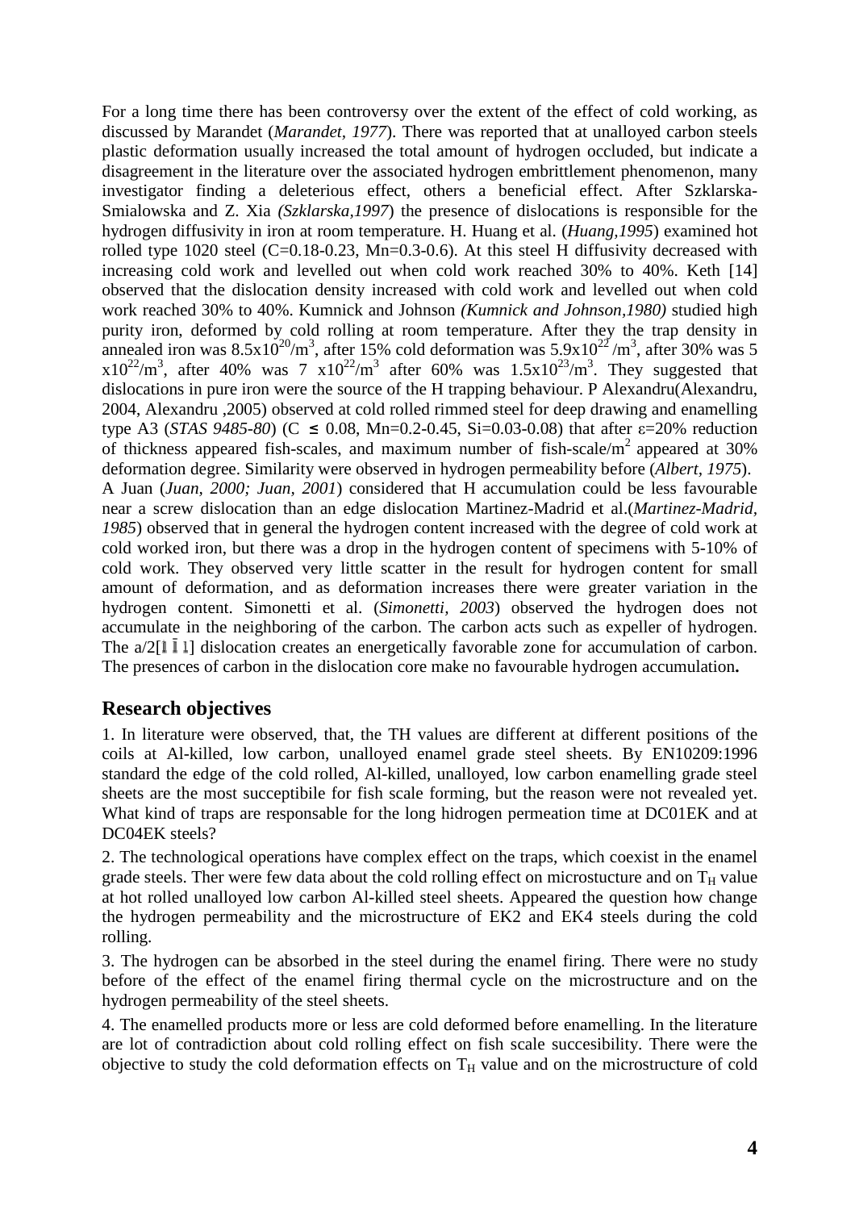For a long time there has been controversy over the extent of the effect of cold working, as discussed by Marandet (*Marandet, 1977*). There was reported that at unalloyed carbon steels plastic deformation usually increased the total amount of hydrogen occluded, but indicate a disagreement in the literature over the associated hydrogen embrittlement phenomenon, many investigator finding a deleterious effect, others a beneficial effect. After Szklarska-Smialowska and Z. Xia *(Szklarska,1997*) the presence of dislocations is responsible for the hydrogen diffusivity in iron at room temperature. H. Huang et al. (*Huang,1995*) examined hot rolled type 1020 steel (C=0.18-0.23, Mn=0.3-0.6). At this steel H diffusivity decreased with increasing cold work and levelled out when cold work reached 30% to 40%. Keth [14] observed that the dislocation density increased with cold work and levelled out when cold work reached 30% to 40%. Kumnick and Johnson *(Kumnick and Johnson,1980)* studied high purity iron, deformed by cold rolling at room temperature. After they the trap density in annealed iron was $8.5x10^{20}/m^3$, after 15% cold deformation was $5.9x10^{22}/m^3$, after 30% was $5x10^{22}/m^3$, after 40% was $7 x10^{22}/m^3$ after 60% was $1.5x10^{23}/m^3$. They suggested that dislocations in pure iron were the source of the H trapping behaviour. P Alexandru(Alexandru, 2004, Alexandru ,2005) observed at cold rolled rimmed steel for deep drawing and enamelling type A3 (*STAS 9485-80*) (C $\leq$ 0.08, Mn=0.2-0.45, Si=0.03-0.08) that after $\varepsilon$=20% reduction of thickness appeared fish-scales, and maximum number of fish-scale/$m^2$ appeared at 30% deformation degree. Similarity were observed in hydrogen permeability before (*Albert, 1975*). A Juan (*Juan, 2000; Juan, 2001*) considered that H accumulation could be less favourable near a screw dislocation than an edge dislocation Martinez-Madrid et al.(*Martinez-Madrid, 1985*) observed that in general the hydrogen content increased with the degree of cold work at cold worked iron, but there was a drop in the hydrogen content of specimens with 5-10% of cold work. They observed very little scatter in the result for hydrogen content for small amount of deformation, and as deformation increases there were greater variation in the hydrogen content. Simonetti et al. (*Simonetti, 2003*) observed the hydrogen does not accumulate in the neighboring of the carbon. The carbon acts such as expeller of hydrogen. The a/2[$1\bar{1}1$] dislocation creates an energetically favorable zone for accumulation of carbon. The presences of carbon in the dislocation core make no favourable hydrogen accumulation**.**

## Research objectives

1. In literature were observed, that, the TH values are different at different positions of the coils at Al-killed, low carbon, unalloyed enamel grade steel sheets. By EN10209:1996 standard the edge of the cold rolled, Al-killed, unalloyed, low carbon enamelling grade steel sheets are the most succeptibile for fish scale forming, but the reason were not revealed yet. What kind of traps are responsable for the long hidrogen permeation time at DC01EK and at DC04EK steels?

2. The technological operations have complex effect on the traps, which coexist in the enamel grade steels. Ther were few data about the cold rolling effect on microstucture and on $T_H$ value at hot rolled unalloyed low carbon Al-killed steel sheets. Appeared the question how change the hydrogen permeability and the microstructure of EK2 and EK4 steels during the cold rolling.

3. The hydrogen can be absorbed in the steel during the enamel firing. There were no study before of the effect of the enamel firing thermal cycle on the microstructure and on the hydrogen permeability of the steel sheets.

4. The enamelled products more or less are cold deformed before enamelling. In the literature are lot of contradiction about cold rolling effect on fish scale succesibility. There were the objective to study the cold deformation effects on $T_H$ value and on the microstructure of cold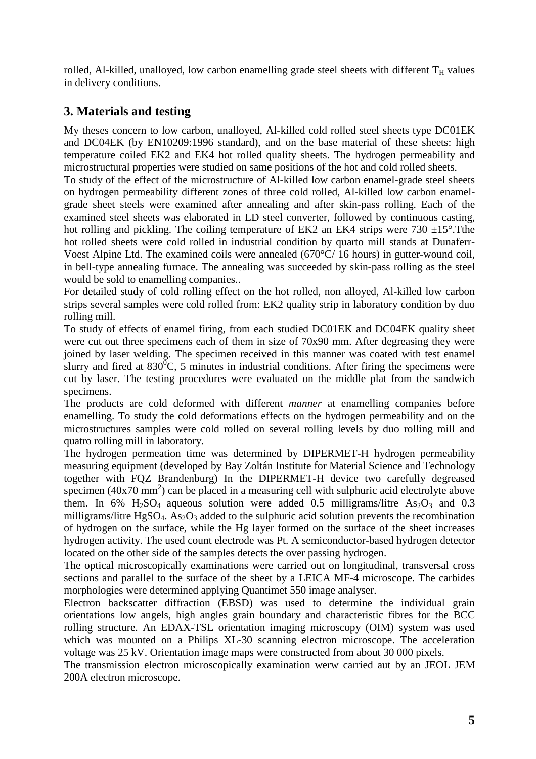rolled, Al-killed, unalloyed, low carbon enamelling grade steel sheets with different $T_H$ values in delivery conditions.

## 3. Materials and testing

My theses concern to low carbon, unalloyed, Al-killed cold rolled steel sheets type DC01EK and DC04EK (by EN10209:1996 standard), and on the base material of these sheets: high temperature coiled EK2 and EK4 hot rolled quality sheets. The hydrogen permeability and microstructural properties were studied on same positions of the hot and cold rolled sheets.

To study of the effect of the microstructure of Al-killed low carbon enamel-grade steel sheets on hydrogen permeability different zones of three cold rolled, Al-killed low carbon enamel-grade sheet steels were examined after annealing and after skin-pass rolling. Each of the examined steel sheets was elaborated in LD steel converter, followed by continuous casting, hot rolling and pickling. The coiling temperature of EK2 an EK4 strips were 730 ±15°.Tthe hot rolled sheets were cold rolled in industrial condition by quarto mill stands at Dunaferr-Voest Alpine Ltd. The examined coils were annealed (670°C/ 16 hours) in gutter-wound coil, in bell-type annealing furnace. The annealing was succeeded by skin-pass rolling as the steel would be sold to enamelling companies..

For detailed study of cold rolling effect on the hot rolled, non alloyed, Al-killed low carbon strips several samples were cold rolled from: EK2 quality strip in laboratory condition by duo rolling mill.

To study of effects of enamel firing, from each studied DC01EK and DC04EK quality sheet were cut out three specimens each of them in size of 70x90 mm. After degreasing they were joined by laser welding. The specimen received in this manner was coated with test enamel slurry and fired at $830^0$C, 5 minutes in industrial conditions. After firing the specimens were cut by laser. The testing procedures were evaluated on the middle plat from the sandwich specimens.

The products are cold deformed with different *manner* at enamelling companies before enamelling. To study the cold deformations effects on the hydrogen permeability and on the microstructures samples were cold rolled on several rolling levels by duo rolling mill and quatro rolling mill in laboratory.

The hydrogen permeation time was determined by DIPERMET-H hydrogen permeability measuring equipment (developed by Bay Zoltán Institute for Material Science and Technology together with FQZ Brandenburg) In the DIPERMET-H device two carefully degreased specimen (40x70 $mm^2$) can be placed in a measuring cell with sulphuric acid electrolyte above them. In 6% $H_2SO_4$ aqueous solution were added 0.5 milligrams/litre $As_2O_3$ and 0.3 milligrams/litre $HgSO_4$. $As_2O_3$ added to the sulphuric acid solution prevents the recombination of hydrogen on the surface, while the Hg layer formed on the surface of the sheet increases hydrogen activity. The used count electrode was Pt. A semiconductor-based hydrogen detector located on the other side of the samples detects the over passing hydrogen.

The optical microscopically examinations were carried out on longitudinal, transversal cross sections and parallel to the surface of the sheet by a LEICA MF-4 microscope. The carbides morphologies were determined applying Quantimet 550 image analyser.

Electron backscatter diffraction (EBSD) was used to determine the individual grain orientations low angels, high angles grain boundary and characteristic fibres for the BCC rolling structure. An EDAX-TSL orientation imaging microscopy (OIM) system was used which was mounted on a Philips XL-30 scanning electron microscope. The acceleration voltage was 25 kV. Orientation image maps were constructed from about 30 000 pixels.

The transmission electron microscopically examination werw carried aut by an JEOL JEM 200A electron microscope.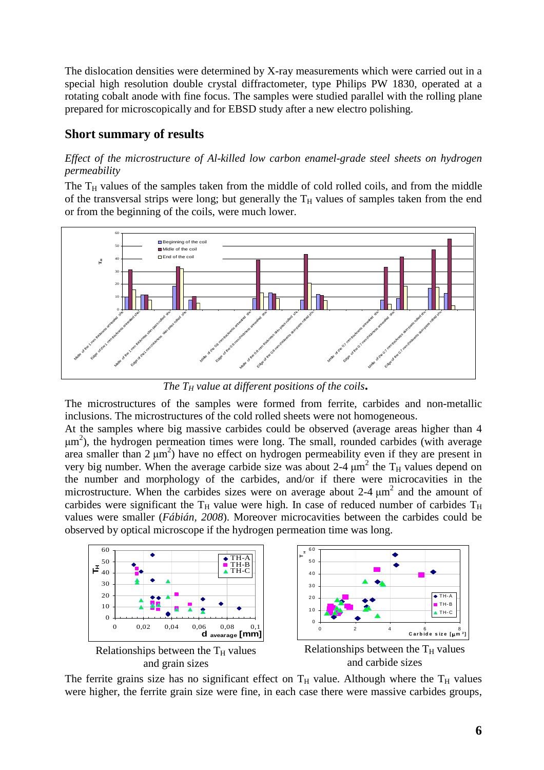The dislocation densities were determined by X-ray measurements which were carried out in a special high resolution double crystal diffractometer, type Philips PW 1830, operated at a rotating cobalt anode with fine focus. The samples were studied parallel with the rolling plane prepared for microscopically and for EBSD study after a new electro polishing.

## Short summary of results

*Effect of the microstructure of Al-killed low carbon enamel-grade steel sheets on hydrogen permeability*

The $T_H$ values of the samples taken from the middle of cold rolled coils, and from the middle of the transversal strips were long; but generally the $T_H$ values of samples taken from the end or from the beginning of the coils, were much lower.

*The $T_H$ value at different positions of the coils.*

The microstructures of the samples were formed from ferrite, carbides and non-metallic inclusions. The microstructures of the cold rolled sheets were not homogeneous.

At the samples where big massive carbides could be observed (average areas higher than 4 $\mu m^2$), the hydrogen permeation times were long. The small, rounded carbides (with average area smaller than 2 $\mu m^2$) have no effect on hydrogen permeability even if they are present in very big number. When the average carbide size was about 2-4 $\mu m^2$ the $T_H$ values depend on the number and morphology of the carbides, and/or if there were microcavities in the microstructure. When the carbides sizes were on average about 2-4 $\mu m^2$ and the amount of carbides were significant the $T_H$ value were high. In case of reduced number of carbides $T_H$ values were smaller (*Fábián, 2008*). Moreover microcavities between the carbides could be observed by optical microscope if the hydrogen permeation time was long.

Relationships between the $T_H$ values and grain sizes

Relationships between the $T_H$ values and carbide sizes

The ferrite grains size has no significant effect on $T_H$ value. Although where the $T_H$ values were higher, the ferrite grain size were fine, in each case there were massive carbides groups,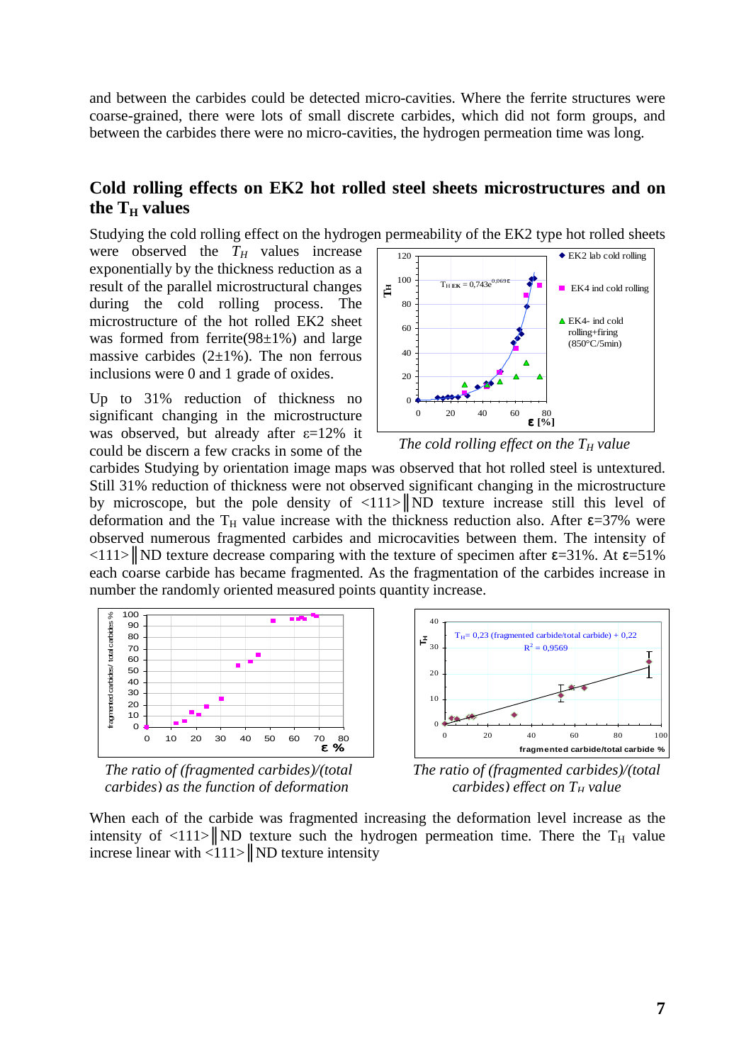and between the carbides could be detected micro-cavities. Where the ferrite structures were coarse-grained, there were lots of small discrete carbides, which did not form groups, and between the carbides there were no micro-cavities, the hydrogen permeation time was long.

## Cold rolling effects on EK2 hot rolled steel sheets microstructures and on the $T_H$ values

Studying the cold rolling effect on the hydrogen permeability of the EK2 type hot rolled sheets were observed the $T_H$ values increase exponentially by the thickness reduction as a result of the parallel microstructural changes during the cold rolling process. The microstructure of the hot rolled EK2 sheet was formed from ferrite(98±1%) and large massive carbides (2±1%). The non ferrous inclusions were 0 and 1 grade of oxides.

*The cold rolling effect on the $T_H$ value*

Up to 31% reduction of thickness no significant changing in the microstructure was observed, but already after ε=12% it could be discern a few cracks in some of the carbides Studying by orientation image maps was observed that hot rolled steel is untextured. Still 31% reduction of thickness were not observed significant changing in the microstructure by microscope, but the pole density of <111>║ND texture increase still this level of deformation and the $T_H$ value increase with the thickness reduction also. After ε=37% were observed numerous fragmented carbides and microcavities between them. The intensity of <111>║ND texture decrease comparing with the texture of specimen after ε=31%. At ε=51% each coarse carbide has became fragmented. As the fragmentation of the carbides increase in number the randomly oriented measured points quantity increase.

*The ratio of (fragmented carbides)/(total carbides) as the function of deformation*

*The ratio of (fragmented carbides)/(total carbides) effect on $T_H$ value*

When each of the carbide was fragmented increasing the deformation level increase as the intensity of <111>║ND texture such the hydrogen permeation time. There the $T_H$ value increse linear with <111>║ND texture intensity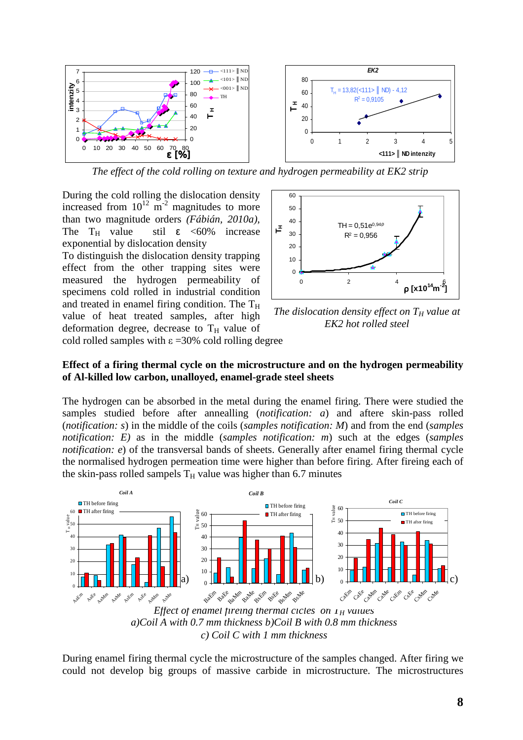The effect of the cold rolling on texture and hydrogen permeability at EK2 strip

During the cold rolling the dislocation density increased from $10^{12}$ $m^{-2}$ magnitudes to more than two magnitude orders *(Fábián, 2010a)*, The $T_H$ value stil ε <60% increase exponential by dislocation density

To distinguish the dislocation density trapping effect from the other trapping sites were measured the hydrogen permeability of specimens cold rolled in industrial condition and treated in enamel firing condition. The $T_H$ value of heat treated samples, after high deformation degree, decrease to $T_H$ value of cold rolled samples with ε =30% cold rolling degree

*The dislocation density effect on $T_H$ value at EK2 hot rolled steel*

**Effect of a firing thermal cycle on the microstructure and on the hydrogen permeability of Al-killed low carbon, unalloyed, enamel-grade steel sheets**

The hydrogen can be absorbed in the metal during the enamel firing. There were studied the samples studied before after annealling (*notification: a*) and aftere skin-pass rolled (*notification: s*) in the middle of the coils (*samples notification: M*) and from the end (*samples notification: E)* as in the middle (*samples notification: m*) such at the edges (*samples notification: e*) of the transversal bands of sheets. Generally after enamel firing thermal cycle the normalised hydrogen permeation time were higher than before firing. After fireing each of the skin-pass rolled sampels $T_H$ value was higher than 6.7 minutes

*Effect of enamel freing thermal cicles on $T_H$ values*
*a)Coil A with 0.7 mm thickness b)Coil B with 0.8 mm thickness*
*c) Coil C with 1 mm thickness*

During enamel firing thermal cycle the microstructure of the samples changed. After firing we could not develop big groups of massive carbide in microstructure. The microstructures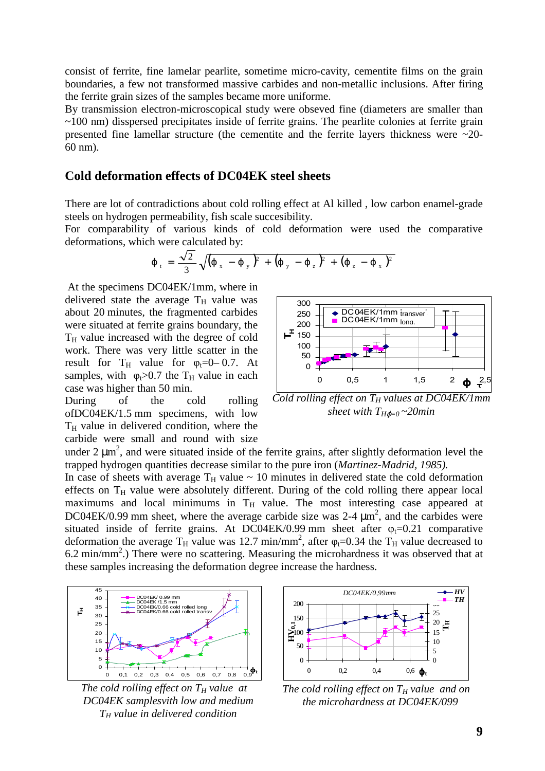consist of ferrite, fine lamelar pearlite, sometime micro-cavity, cementite films on the grain boundaries, a few not transformed massive carbides and non-metallic inclusions. After firing the ferrite grain sizes of the samples became more uniforme.

By transmission electron-microscopical study were obseved fine (diameters are smaller than ~100 nm) disspersed precipitates inside of ferrite grains. The pearlite colonies at ferrite grain presented fine lamellar structure (the cementite and the ferrite layers thickness were ~20-60 nm).

## Cold deformation effects of DC04EK steel sheets

There are lot of contradictions about cold rolling effect at Al killed , low carbon enamel-grade steels on hydrogen permeability, fish scale succesibility.

For comparability of various kinds of cold deformation were used the comparative deformations, which were calculated by:

$$\phi_t = \frac{\sqrt{2}}{3}\sqrt{(\phi_x - \phi_y)^2 + (\phi_y - \phi_z)^2 + (\phi_z - \phi_x)^2}$$

At the specimens DC04EK/1mm, where in delivered state the average $T_H$ value was about 20 minutes, the fragmented carbides were situated at ferrite grains boundary, the $T_H$ value increased with the degree of cold work. There was very little scatter in the result for $T_H$ value for $\varphi_t$=0– 0.7. At samples, with $\varphi_t$>0.7 the $T_H$ in each case was higher than 50 min.

*Cold rolling effect on $T_H$ values at DC04EK/1mm sheet with $T_{H\phi=0}$ ~20min*

During of the cold rolling ofDC04EK/1.5 mm specimens, with low $T_H$ value in delivered condition, where the carbide were small and round with size under 2 $\mu m^2$, and were situated inside of the ferrite grains, after slightly deformation level the trapped hydrogen quantities decrease similar to the pure iron (*Martinez-Madrid, 1985).*

In case of sheets with average $T_H$ value ~ 10 minutes in delivered state the cold deformation effects on $T_H$ value were absolutely different. During of the cold rolling there appear local maximums and local minimums in $T_H$ value. The most interesting case appeared at DC04EK/0.99 mm sheet, where the average carbide size was 2-4 $\mu m^2$, and the carbides were situated inside of ferrite grains. At DC04EK/0.99 mm sheet after $\varphi_t$=0.21 comparative deformation the average $T_H$ value was 12.7 min/mm$^2$, after $\varphi_t$=0.34 the $T_H$ value decreased to 6.2 min/mm$^2$.) There were no scattering. Measuring the microhardness it was observed that at these samples increasing the deformation degree increase the hardness.

*The cold rolling effect on $T_H$ value at DC04EK samplesvith low and medium $T_H$ value in delivered condition*

*The cold rolling effect on $T_H$ value and on the microhardness at DC04EK/099*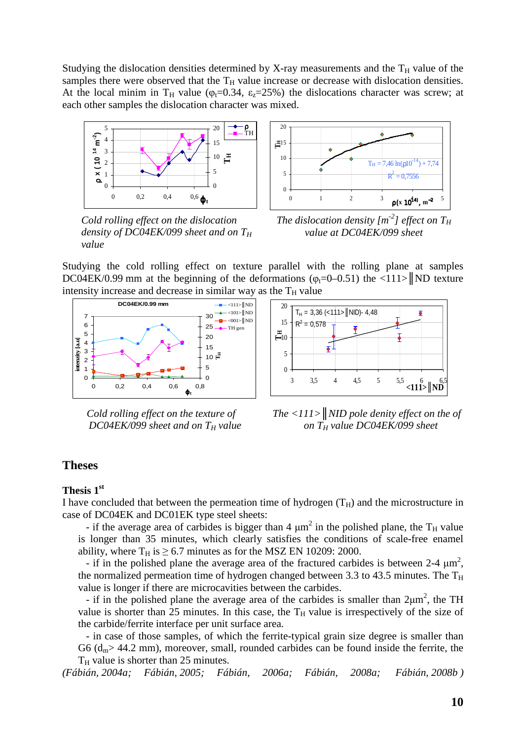Studying the dislocation densities determined by X-ray measurements and the $T_H$ value of the samples there were observed that the $T_H$ value increase or decrease with dislocation densities. At the local minim in $T_H$ value ($\varphi_t$=0.34, $\varepsilon_z$=25%) the dislocations character was screw; at each other samples the dislocation character was mixed.

*Cold rolling effect on the dislocation density of DC04EK/099 sheet and on $T_H$ value*

*The dislocation density [$m^{-2}$] effect on $T_H$ value at DC04EK/099 sheet*

Studying the cold rolling effect on texture parallel with the rolling plane at samples DC04EK/0.99 mm at the beginning of the deformations ($\varphi_t$=0–0.51) the <111>‖ND texture intensity increase and decrease in similar way as the $T_H$ value

*Cold rolling effect on the texture of DC04EK/099 sheet and on $T_H$ value*

*The <111>‖NID pole denity effect on the of on $T_H$ value DC04EK/099 sheet*

## Theses

### Thesis 1[st]

I have concluded that between the permeation time of hydrogen ($T_H$) and the microstructure in case of DC04EK and DC01EK type steel sheets:

- if the average area of carbides is bigger than 4 $\mu m^2$ in the polished plane, the $T_H$ value is longer than 35 minutes, which clearly satisfies the conditions of scale-free enamel ability, where $T_H$ is $\geq$ 6.7 minutes as for the MSZ EN 10209: 2000.
- if in the polished plane the average area of the fractured carbides is between 2-4 $\mu m^2$, the normalized permeation time of hydrogen changed between 3.3 to 43.5 minutes. The $T_H$ value is longer if there are microcavities between the carbides.
- if in the polished plane the average area of the carbides is smaller than 2$\mu m^2$, the TH value is shorter than 25 minutes. In this case, the $T_H$ value is irrespectively of the size of the carbide/ferrite interface per unit surface area.
- in case of those samples, of which the ferrite-typical grain size degree is smaller than G6 ($d_m$> 44.2 mm), moreover, small, rounded carbides can be found inside the ferrite, the $T_H$ value is shorter than 25 minutes.

*(Fábián, 2004a; Fábián, 2005; Fábián, 2006a; Fábián, 2008a; Fábián, 2008b )*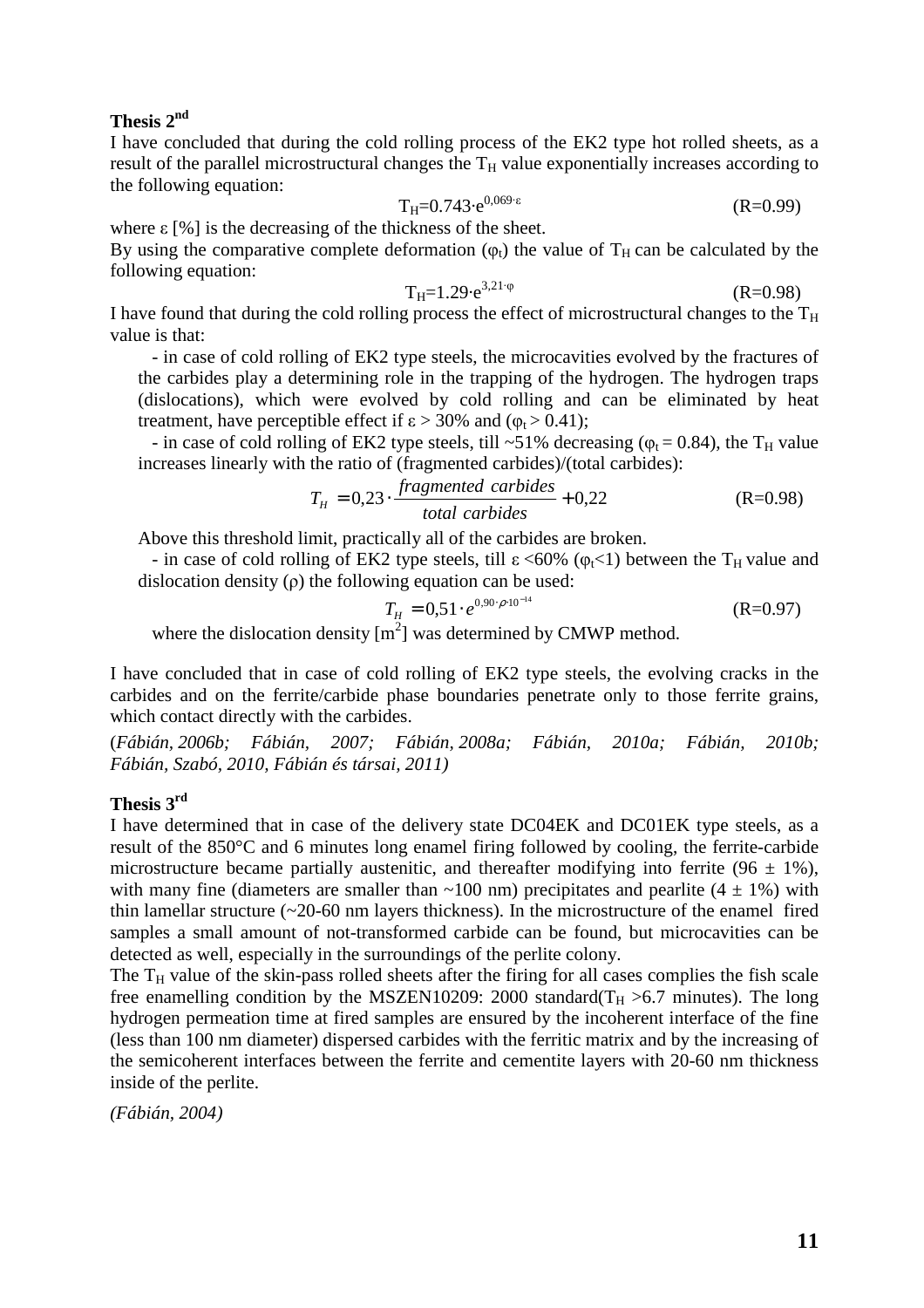### Thesis 2nd

I have concluded that during the cold rolling process of the EK2 type hot rolled sheets, as a result of the parallel microstructural changes the $T_H$ value exponentially increases according to the following equation:

$$T_H = 0.743 \cdot e^{0{,}069 \cdot \varepsilon} \qquad (R=0.99)$$

where $\varepsilon$ [%] is the decreasing of the thickness of the sheet.

By using the comparative complete deformation ($\varphi_t$) the value of $T_H$ can be calculated by the following equation:

$$T_H = 1.29 \cdot e^{3{,}21 \cdot \varphi} \qquad (R=0.98)$$

I have found that during the cold rolling process the effect of microstructural changes to the $T_H$ value is that:

- in case of cold rolling of EK2 type steels, the microcavities evolved by the fractures of the carbides play a determining role in the trapping of the hydrogen. The hydrogen traps (dislocations), which were evolved by cold rolling and can be eliminated by heat treatment, have perceptible effect if $\varepsilon > 30\%$ and ($\varphi_t > 0.41$);
- in case of cold rolling of EK2 type steels, till ~51% decreasing ($\varphi_t = 0.84$), the $T_H$ value increases linearly with the ratio of (fragmented carbides)/(total carbides):

$$T_H = 0{,}23 \cdot \frac{fragmented\ carbides}{total\ carbides} + 0{,}22 \qquad (R=0.98)$$

  Above this threshold limit, practically all of the carbides are broken.
- in case of cold rolling of EK2 type steels, till $\varepsilon < 60\%$ ($\varphi_t < 1$) between the $T_H$ value and dislocation density ($\rho$) the following equation can be used:

$$T_H = 0{,}51 \cdot e^{0{,}90 \cdot \rho \cdot 10^{-14}} \qquad (R=0.97)$$

  where the dislocation density [$m^2$] was determined by CMWP method.

I have concluded that in case of cold rolling of EK2 type steels, the evolving cracks in the carbides and on the ferrite/carbide phase boundaries penetrate only to those ferrite grains, which contact directly with the carbides.

(*Fábián, 2006b; Fábián, 2007; Fábián, 2008a; Fábián, 2010a; Fábián, 2010b; Fábián, Szabó, 2010, Fábián és társai, 2011)*

### Thesis 3rd

I have determined that in case of the delivery state DC04EK and DC01EK type steels, as a result of the 850°C and 6 minutes long enamel firing followed by cooling, the ferrite-carbide microstructure became partially austenitic, and thereafter modifying into ferrite (96 ± 1%), with many fine (diameters are smaller than ~100 nm) precipitates and pearlite (4 ± 1%) with thin lamellar structure (~20-60 nm layers thickness). In the microstructure of the enamel fired samples a small amount of not-transformed carbide can be found, but microcavities can be detected as well, especially in the surroundings of the perlite colony.

The $T_H$ value of the skin-pass rolled sheets after the firing for all cases complies the fish scale free enamelling condition by the MSZEN10209: 2000 standard($T_H > 6.7$ minutes). The long hydrogen permeation time at fired samples are ensured by the incoherent interface of the fine (less than 100 nm diameter) dispersed carbides with the ferritic matrix and by the increasing of the semicoherent interfaces between the ferrite and cementite layers with 20-60 nm thickness inside of the perlite.

*(Fábián, 2004)*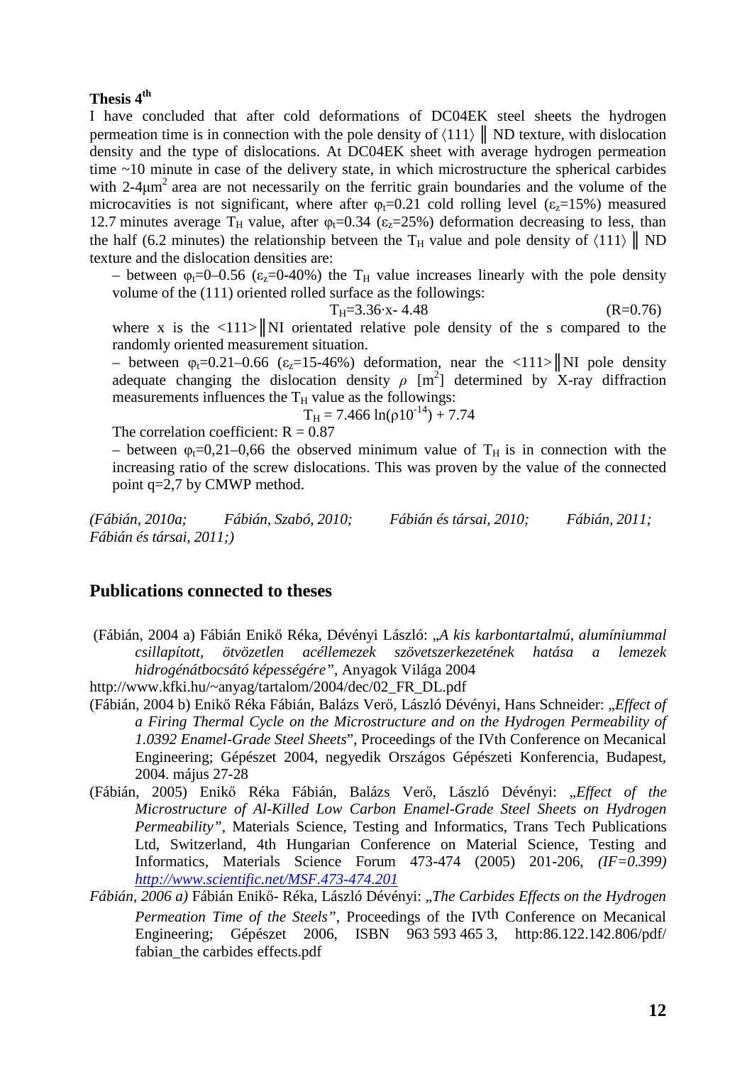**Thesis 4th**

I have concluded that after cold deformations of DC04EK steel sheets the hydrogen permeation time is in connection with the pole density of ⟨111⟩ ‖ ND texture, with dislocation density and the type of dislocations. At DC04EK sheet with average hydrogen permeation time ~10 minute in case of the delivery state, in which microstructure the spherical carbides with 2-4μm$^2$ area are not necessarily on the ferritic grain boundaries and the volume of the microcavities is not significant, where after $\varphi_t$=0.21 cold rolling level ($\varepsilon_z$=15%) measured 12.7 minutes average $T_H$ value, after $\varphi_t$=0.34 ($\varepsilon_z$=25%) deformation decreasing to less, than the half (6.2 minutes) the relationship between the $T_H$ value and pole density of ⟨111⟩ ‖ ND texture and the dislocation densities are:

– between $\varphi_t$=0–0.56 ($\varepsilon_z$=0-40%) the $T_H$ value increases linearly with the pole density volume of the (111) oriented rolled surface as the followings:

$$T_H = 3.36 \cdot x - 4.48 \qquad (R=0.76)$$

where x is the <111>‖NI orientated relative pole density of the s compared to the randomly oriented measurement situation.

– between $\varphi_t$=0.21–0.66 ($\varepsilon_z$=15-46%) deformation, near the <111>‖NI pole density adequate changing the dislocation density $\rho$ [m$^2$] determined by X-ray diffraction measurements influences the $T_H$ value as the followings:

$$T_H = 7.466 \ln(\rho 10^{-14}) + 7.74$$

The correlation coefficient: R = 0.87

– between $\varphi_t$=0,21–0,66 the observed minimum value of $T_H$ is in connection with the increasing ratio of the screw dislocations. This was proven by the value of the connected point q=2,7 by CMWP method.

*(Fábián, 2010a; Fábián, Szabó, 2010; Fábián és társai, 2010; Fábián, 2011; Fábián és társai, 2011;)*

## Publications connected to theses

(Fábián, 2004 a) Fábián Enikő Réka, Dévényi László: *„A kis karbontartalmú, alumíniummal csillapított, ötvözetlen acéllemezek szövetszerkezetének hatása a lemezek hidrogénátbocsátó képességére"*, Anyagok Világa 2004
http://www.kfki.hu/~anyag/tartalom/2004/dec/02_FR_DL.pdf

(Fábián, 2004 b) Enikő Réka Fábián, Balázs Verő, László Dévényi, Hans Schneider: *„Effect of a Firing Thermal Cycle on the Microstructure and on the Hydrogen Permeability of 1.0392 Enamel-Grade Steel Sheets"*, Proceedings of the IVth Conference on Mecanical Engineering; Gépészet 2004, negyedik Országos Gépészeti Konferencia, Budapest, 2004. május 27-28

(Fábián, 2005) Enikő Réka Fábián, Balázs Verő, László Dévényi: *„Effect of the Microstructure of Al-Killed Low Carbon Enamel-Grade Steel Sheets on Hydrogen Permeability"*, Materials Science, Testing and Informatics, Trans Tech Publications Ltd, Switzerland, 4th Hungarian Conference on Material Science, Testing and Informatics, Materials Science Forum 473-474 (2005) 201-206, *(IF=0.399)* *http://www.scientific.net/MSF.473-474.201*

*Fábián, 2006 a)* Fábián Enikő- Réka, László Dévényi: *„The Carbides Effects on the Hydrogen Permeation Time of the Steels"*, Proceedings of the IVth Conference on Mecanical Engineering; Gépészet 2006, ISBN 963 593 465 3, http:86.122.142.806/pdf/fabian_the carbides effects.pdf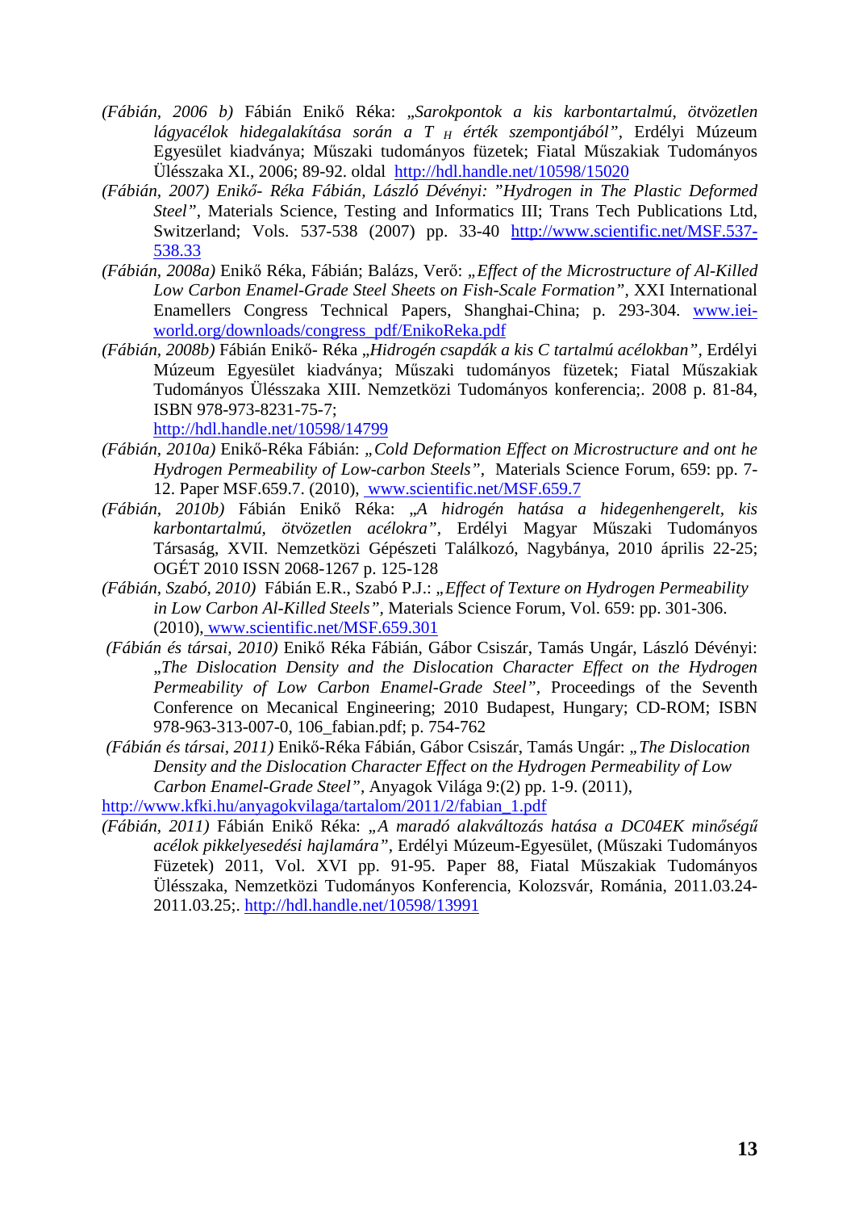*(Fábián, 2006 b)* Fábián Enikő Réka: *„Sarokpontok a kis karbontartalmú, ötvözetlen lágyacélok hidegalakítása során a T $_H$ érték szempontjából”*, Erdélyi Múzeum Egyesület kiadványa; Műszaki tudományos füzetek; Fiatal Műszakiak Tudományos Ülésszaka XI., 2006; 89-92. oldal http://hdl.handle.net/10598/15020

*(Fábián, 2007) Enikő- Réka Fábián, László Dévényi: ”Hydrogen in The Plastic Deformed Steel”*, Materials Science, Testing and Informatics III; Trans Tech Publications Ltd, Switzerland; Vols. 537-538 (2007) pp. 33-40 http://www.scientific.net/MSF.537-538.33

*(Fábián, 2008a)* Enikő Réka, Fábián; Balázs, Verő: *„Effect of the Microstructure of Al-Killed Low Carbon Enamel-Grade Steel Sheets on Fish-Scale Formation”*, XXI International Enamellers Congress Technical Papers, Shanghai-China; p. 293-304. www.iei-world.org/downloads/congress_pdf/EnikoReka.pdf

*(Fábián, 2008b)* Fábián Enikő- Réka *„Hidrogén csapdák a kis C tartalmú acélokban”*, Erdélyi Múzeum Egyesület kiadványa; Műszaki tudományos füzetek; Fiatal Műszakiak Tudományos Ülésszaka XIII. Nemzetközi Tudományos konferencia;. 2008 p. 81-84, ISBN 978-973-8231-75-7; http://hdl.handle.net/10598/14799

*(Fábián, 2010a)* Enikő-Réka Fábián: *„Cold Deformation Effect on Microstructure and ont he Hydrogen Permeability of Low-carbon Steels”*, Materials Science Forum, 659: pp. 7-12. Paper MSF.659.7. (2010), www.scientific.net/MSF.659.7

*(Fábián, 2010b)* Fábián Enikő Réka: *„A hidrogén hatása a hidegenhengerelt, kis karbontartalmú, ötvözetlen acélokra”*, Erdélyi Magyar Műszaki Tudományos Társaság, XVII. Nemzetközi Gépészeti Találkozó, Nagybánya, 2010 április 22-25; OGÉT 2010 ISSN 2068-1267 p. 125-128

*(Fábián, Szabó, 2010)* Fábián E.R., Szabó P.J.: *„Effect of Texture on Hydrogen Permeability in Low Carbon Al-Killed Steels”*, Materials Science Forum, Vol. 659: pp. 301-306. (2010), www.scientific.net/MSF.659.301

*(Fábián és társai, 2010)* Enikő Réka Fábián, Gábor Csiszár, Tamás Ungár, László Dévényi: *„The Dislocation Density and the Dislocation Character Effect on the Hydrogen Permeability of Low Carbon Enamel-Grade Steel”*, Proceedings of the Seventh Conference on Mecanical Engineering; 2010 Budapest, Hungary; CD-ROM; ISBN 978-963-313-007-0, 106_fabian.pdf; p. 754-762

*(Fábián és társai, 2011)* Enikő-Réka Fábián, Gábor Csiszár, Tamás Ungár: *„The Dislocation Density and the Dislocation Character Effect on the Hydrogen Permeability of Low Carbon Enamel-Grade Steel”*, Anyagok Világa 9:(2) pp. 1-9. (2011), http://www.kfki.hu/anyagokvilaga/tartalom/2011/2/fabian_1.pdf

*(Fábián, 2011)* Fábián Enikő Réka: *„A maradó alakváltozás hatása a DC04EK minőségű acélok pikkelyesedési hajlamára”*, Erdélyi Múzeum-Egyesület, (Műszaki Tudományos Füzetek) 2011, Vol. XVI pp. 91-95. Paper 88, Fiatal Műszakiak Tudományos Ülésszaka, Nemzetközi Tudományos Konferencia, Kolozsvár, Románia, 2011.03.24-2011.03.25;. http://hdl.handle.net/10598/13991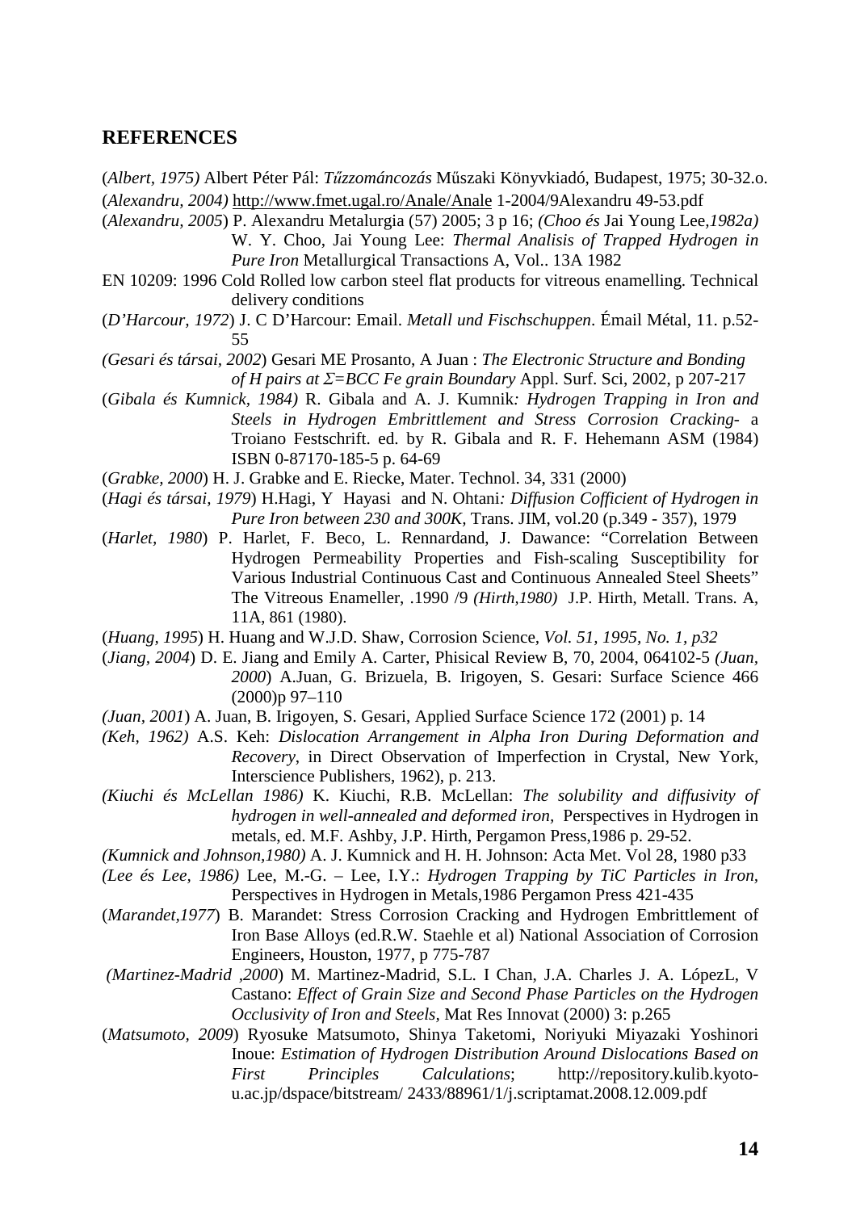## REFERENCES

(*Albert, 1975)* Albert Péter Pál: *Tűzzománcozás* Műszaki Könyvkiadó, Budapest, 1975; 30-32.o.

(*Alexandru, 2004)* http://www.fmet.ugal.ro/Anale/Anale 1-2004/9Alexandru 49-53.pdf

(*Alexandru, 2005*) P. Alexandru Metalurgia (57) 2005; 3 p 16; *(Choo és* Jai Young Lee*,1982a)* W. Y. Choo, Jai Young Lee: *Thermal Analisis of Trapped Hydrogen in Pure Iron* Metallurgical Transactions A, Vol.. 13A 1982

EN 10209: 1996 Cold Rolled low carbon steel flat products for vitreous enamelling. Technical delivery conditions

(*D'Harcour, 1972*) J. C D'Harcour: Email. *Metall und Fischschuppen*. Émail Métal, 11. p.52-55

*(Gesari és társai, 2002*) Gesari ME Prosanto, A Juan : *The Electronic Structure and Bonding of H pairs at $\Sigma$=BCC Fe grain Boundary* Appl. Surf. Sci, 2002, p 207-217

(*Gibala és Kumnick, 1984)* R. Gibala and A. J. Kumnik*: Hydrogen Trapping in Iron and Steels in Hydrogen Embrittlement and Stress Corrosion Cracking-* a Troiano Festschrift. ed. by R. Gibala and R. F. Hehemann ASM (1984) ISBN 0-87170-185-5 p. 64-69

(*Grabke, 2000*) H. J. Grabke and E. Riecke, Mater. Technol. 34, 331 (2000)

(*Hagi és társai, 1979*) H.Hagi, Y Hayasi and N. Ohtani*: Diffusion Cofficient of Hydrogen in Pure Iron between 230 and 300K,* Trans. JIM, vol.20 (p.349 - 357), 1979

(*Harlet, 1980*) P. Harlet, F. Beco, L. Rennardand, J. Dawance: "Correlation Between Hydrogen Permeability Properties and Fish-scaling Susceptibility for Various Industrial Continuous Cast and Continuous Annealed Steel Sheets" The Vitreous Enameller, .1990 /9 *(Hirth,1980)* J.P. Hirth, Metall. Trans. A, 11A, 861 (1980).

(*Huang, 1995*) H. Huang and W.J.D. Shaw, Corrosion Science, *Vol. 51, 1995, No. 1, p32*

(*Jiang, 2004*) D. E. Jiang and Emily A. Carter, Phisical Review B, 70, 2004, 064102-5 *(Juan, 2000*) A.Juan, G. Brizuela, B. Irigoyen, S. Gesari: Surface Science 466 (2000)p 97–110

*(Juan, 2001*) A. Juan, B. Irigoyen, S. Gesari, Applied Surface Science 172 (2001) p. 14

*(Keh, 1962)* A.S. Keh: *Dislocation Arrangement in Alpha Iron During Deformation and Recovery*, in Direct Observation of Imperfection in Crystal, New York, Interscience Publishers, 1962), p. 213.

*(Kiuchi és McLellan 1986)* K. Kiuchi, R.B. McLellan: *The solubility and diffusivity of hydrogen in well-annealed and deformed iron,* Perspectives in Hydrogen in metals, ed. M.F. Ashby, J.P. Hirth, Pergamon Press,1986 p. 29-52.

*(Kumnick and Johnson,1980)* A. J. Kumnick and H. H. Johnson: Acta Met. Vol 28, 1980 p33

*(Lee és Lee, 1986)* Lee, M.-G. – Lee, I.Y.: *Hydrogen Trapping by TiC Particles in Iron,* Perspectives in Hydrogen in Metals,1986 Pergamon Press 421-435

(*Marandet,1977*) B. Marandet: Stress Corrosion Cracking and Hydrogen Embrittlement of Iron Base Alloys (ed.R.W. Staehle et al) National Association of Corrosion Engineers, Houston, 1977, p 775-787

*(Martinez-Madrid ,2000*) M. Martinez-Madrid, S.L. I Chan, J.A. Charles J. A. LópezL, V Castano: *Effect of Grain Size and Second Phase Particles on the Hydrogen Occlusivity of Iron and Steels,* Mat Res Innovat (2000) 3: p.265

(*Matsumoto, 2009*) Ryosuke Matsumoto, Shinya Taketomi, Noriyuki Miyazaki Yoshinori Inoue: *Estimation of Hydrogen Distribution Around Dislocations Based on First Principles Calculations*; http://repository.kulib.kyoto-u.ac.jp/dspace/bitstream/ 2433/88961/1/j.scriptamat.2008.12.009.pdf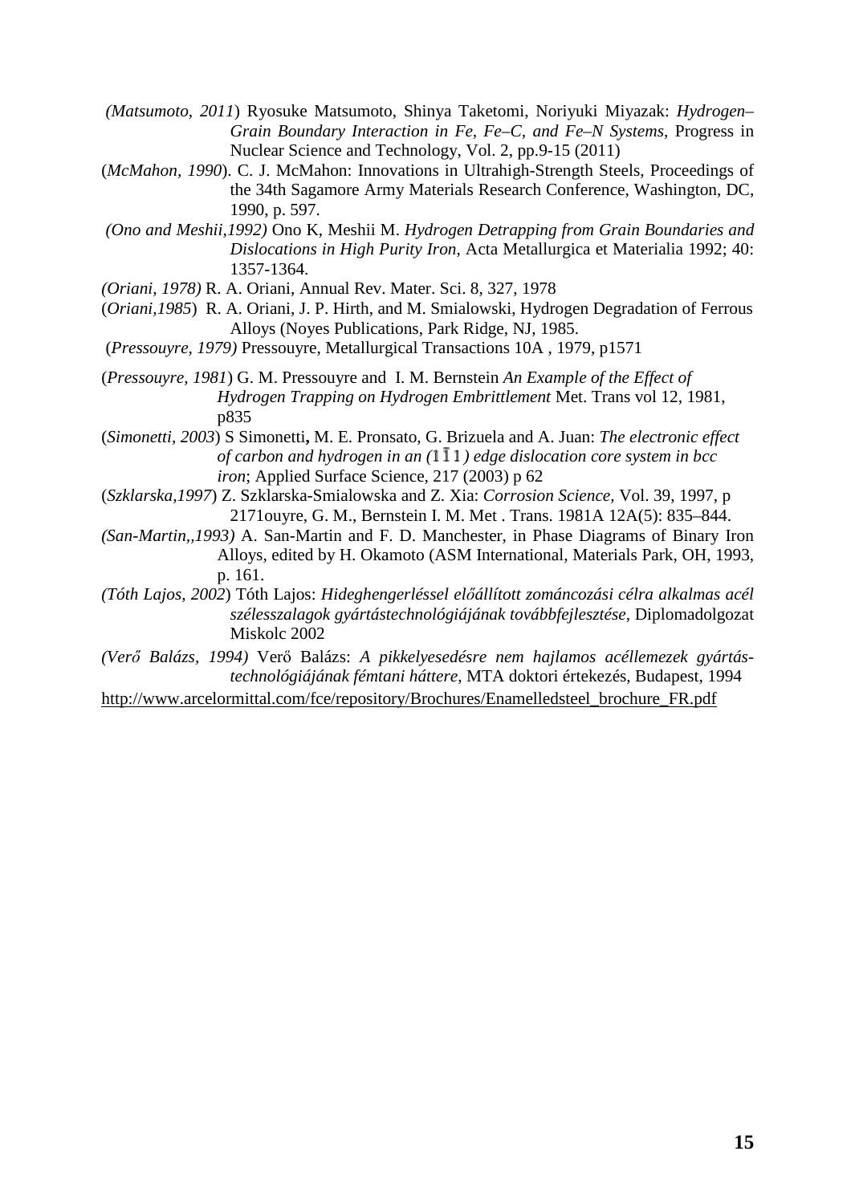*(Matsumoto, 2011*) Ryosuke Matsumoto, Shinya Taketomi, Noriyuki Miyazak: *Hydrogen–Grain Boundary Interaction in Fe, Fe–C, and Fe–N Systems*, Progress in Nuclear Science and Technology, Vol. 2, pp.9-15 (2011)

(*McMahon, 1990*). C. J. McMahon: Innovations in Ultrahigh-Strength Steels, Proceedings of the 34th Sagamore Army Materials Research Conference, Washington, DC, 1990, p. 597.

*(Ono and Meshii,1992)* Ono K, Meshii M. *Hydrogen Detrapping from Grain Boundaries and Dislocations in High Purity Iron*, Acta Metallurgica et Materialia 1992; 40: 1357-1364.

*(Oriani, 1978)* R. A. Oriani, Annual Rev. Mater. Sci. 8, 327, 1978

(*Oriani,1985*) R. A. Oriani, J. P. Hirth, and M. Smialowski, Hydrogen Degradation of Ferrous Alloys (Noyes Publications, Park Ridge, NJ, 1985.

(*Pressouyre, 1979)* Pressouyre, Metallurgical Transactions 10A , 1979, p1571

(*Pressouyre, 1981*) G. M. Pressouyre and I. M. Bernstein *An Example of the Effect of Hydrogen Trapping on Hydrogen Embrittlement* Met. Trans vol 12, 1981, p835

(*Simonetti, 2003*) S Simonetti**,** M. E. Pronsato, G. Brizuela and A. Juan: *The electronic effect of carbon and hydrogen in an ($1\bar{1}1$) edge dislocation core system in bcc iron*; Applied Surface Science, 217 (2003) p 62

(*Szklarska,1997*) Z. Szklarska-Smialowska and Z. Xia: *Corrosion Science,* Vol. 39, 1997, p 2171ouyre, G. M., Bernstein I. M. Met . Trans. 1981A 12A(5): 835–844.

*(San-Martin,,1993)* A. San-Martin and F. D. Manchester, in Phase Diagrams of Binary Iron Alloys, edited by H. Okamoto (ASM International, Materials Park, OH, 1993, p. 161.

*(Tóth Lajos, 2002*) Tóth Lajos: *Hideghengerléssel előállított zománcozási célra alkalmas acél szélesszalagok gyártástechnológiájának továbbfejlesztése*, Diplomadolgozat Miskolc 2002

*(Verő Balázs, 1994)* Verő Balázs: *A pikkelyesedésre nem hajlamos acéllemezek gyártástechnológiájának fémtani háttere,* MTA doktori értekezés, Budapest, 1994

http://www.arcelormittal.com/fce/repository/Brochures/Enamelledsteel_brochure_FR.pdf